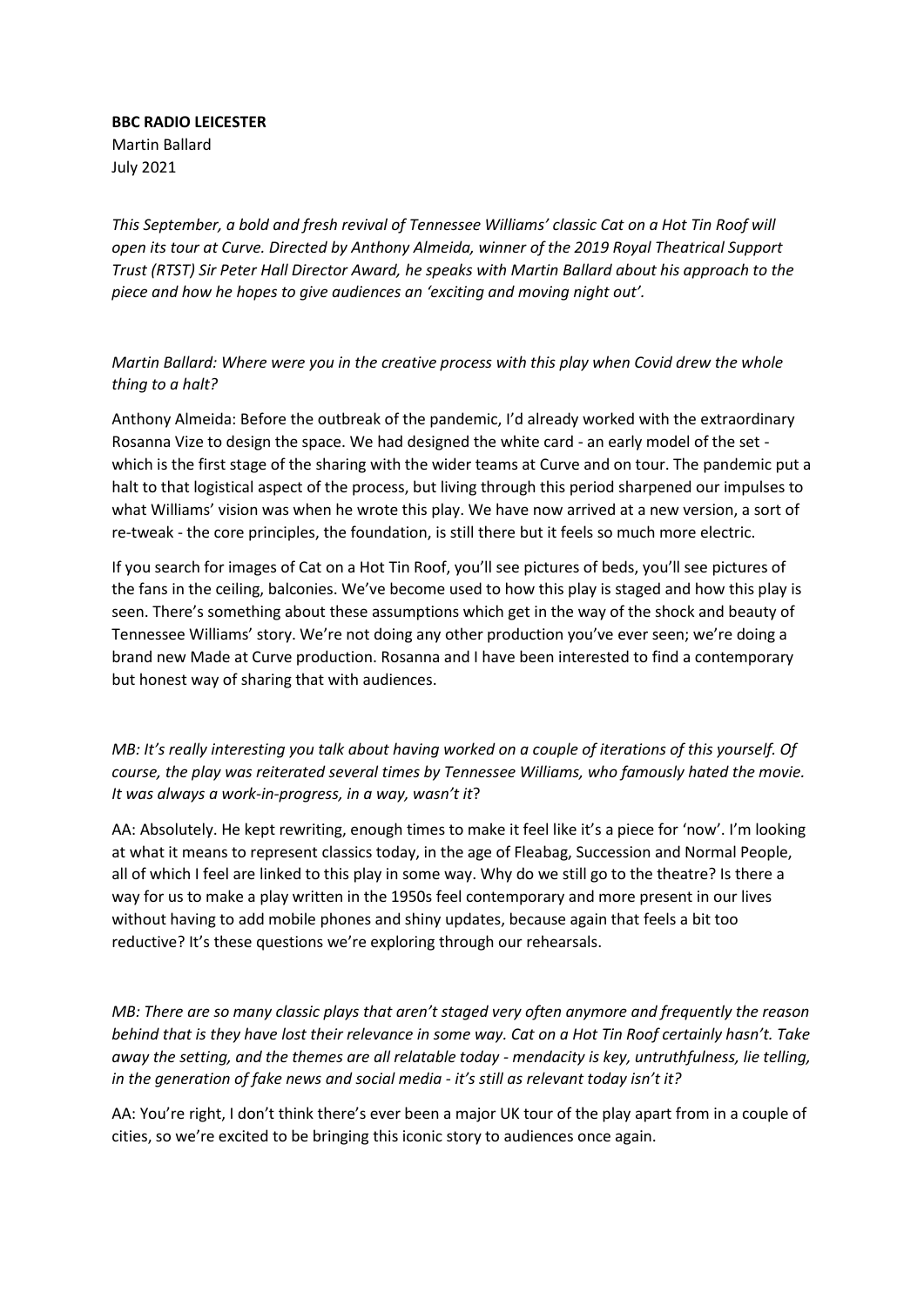**BBC RADIO LEICESTER**
Martin Ballard
July 2021

*This September, a bold and fresh revival of Tennessee Williams' classic Cat on a Hot Tin Roof will open its tour at Curve. Directed by Anthony Almeida, winner of the 2019 Royal Theatrical Support Trust (RTST) Sir Peter Hall Director Award, he speaks with Martin Ballard about his approach to the piece and how he hopes to give audiences an 'exciting and moving night out'.*

*Martin Ballard: Where were you in the creative process with this play when Covid drew the whole thing to a halt?*

Anthony Almeida: Before the outbreak of the pandemic, I'd already worked with the extraordinary Rosanna Vize to design the space. We had designed the white card - an early model of the set - which is the first stage of the sharing with the wider teams at Curve and on tour. The pandemic put a halt to that logistical aspect of the process, but living through this period sharpened our impulses to what Williams' vision was when he wrote this play. We have now arrived at a new version, a sort of re-tweak - the core principles, the foundation, is still there but it feels so much more electric.

If you search for images of Cat on a Hot Tin Roof, you'll see pictures of beds, you'll see pictures of the fans in the ceiling, balconies. We've become used to how this play is staged and how this play is seen. There's something about these assumptions which get in the way of the shock and beauty of Tennessee Williams' story. We're not doing any other production you've ever seen; we're doing a brand new Made at Curve production. Rosanna and I have been interested to find a contemporary but honest way of sharing that with audiences.

*MB: It's really interesting you talk about having worked on a couple of iterations of this yourself. Of course, the play was reiterated several times by Tennessee Williams, who famously hated the movie. It was always a work-in-progress, in a way, wasn't it?*

AA: Absolutely. He kept rewriting, enough times to make it feel like it's a piece for 'now'. I'm looking at what it means to represent classics today, in the age of Fleabag, Succession and Normal People, all of which I feel are linked to this play in some way. Why do we still go to the theatre? Is there a way for us to make a play written in the 1950s feel contemporary and more present in our lives without having to add mobile phones and shiny updates, because again that feels a bit too reductive? It's these questions we're exploring through our rehearsals.

*MB: There are so many classic plays that aren't staged very often anymore and frequently the reason behind that is they have lost their relevance in some way. Cat on a Hot Tin Roof certainly hasn't. Take away the setting, and the themes are all relatable today - mendacity is key, untruthfulness, lie telling, in the generation of fake news and social media - it's still as relevant today isn't it?*

AA: You're right, I don't think there's ever been a major UK tour of the play apart from in a couple of cities, so we're excited to be bringing this iconic story to audiences once again.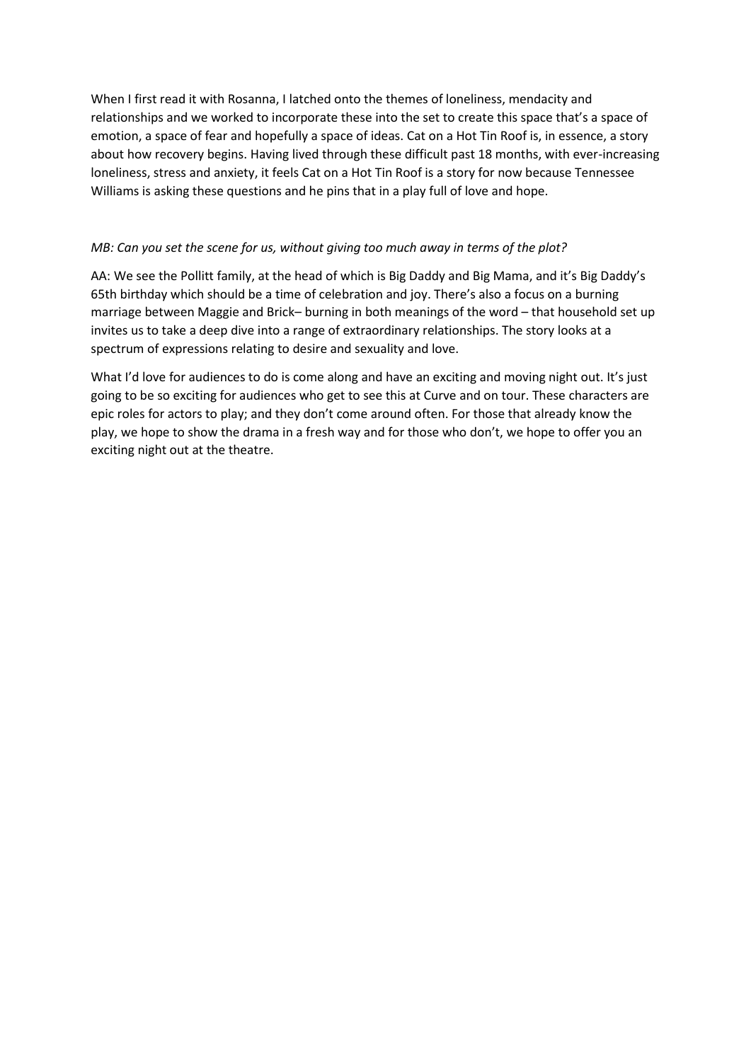When I first read it with Rosanna, I latched onto the themes of loneliness, mendacity and relationships and we worked to incorporate these into the set to create this space that's a space of emotion, a space of fear and hopefully a space of ideas. Cat on a Hot Tin Roof is, in essence, a story about how recovery begins. Having lived through these difficult past 18 months, with ever-increasing loneliness, stress and anxiety, it feels Cat on a Hot Tin Roof is a story for now because Tennessee Williams is asking these questions and he pins that in a play full of love and hope.

*MB: Can you set the scene for us, without giving too much away in terms of the plot?*

AA: We see the Pollitt family, at the head of which is Big Daddy and Big Mama, and it's Big Daddy's 65th birthday which should be a time of celebration and joy. There's also a focus on a burning marriage between Maggie and Brick– burning in both meanings of the word – that household set up invites us to take a deep dive into a range of extraordinary relationships. The story looks at a spectrum of expressions relating to desire and sexuality and love.

What I'd love for audiences to do is come along and have an exciting and moving night out. It's just going to be so exciting for audiences who get to see this at Curve and on tour. These characters are epic roles for actors to play; and they don't come around often. For those that already know the play, we hope to show the drama in a fresh way and for those who don't, we hope to offer you an exciting night out at the theatre.